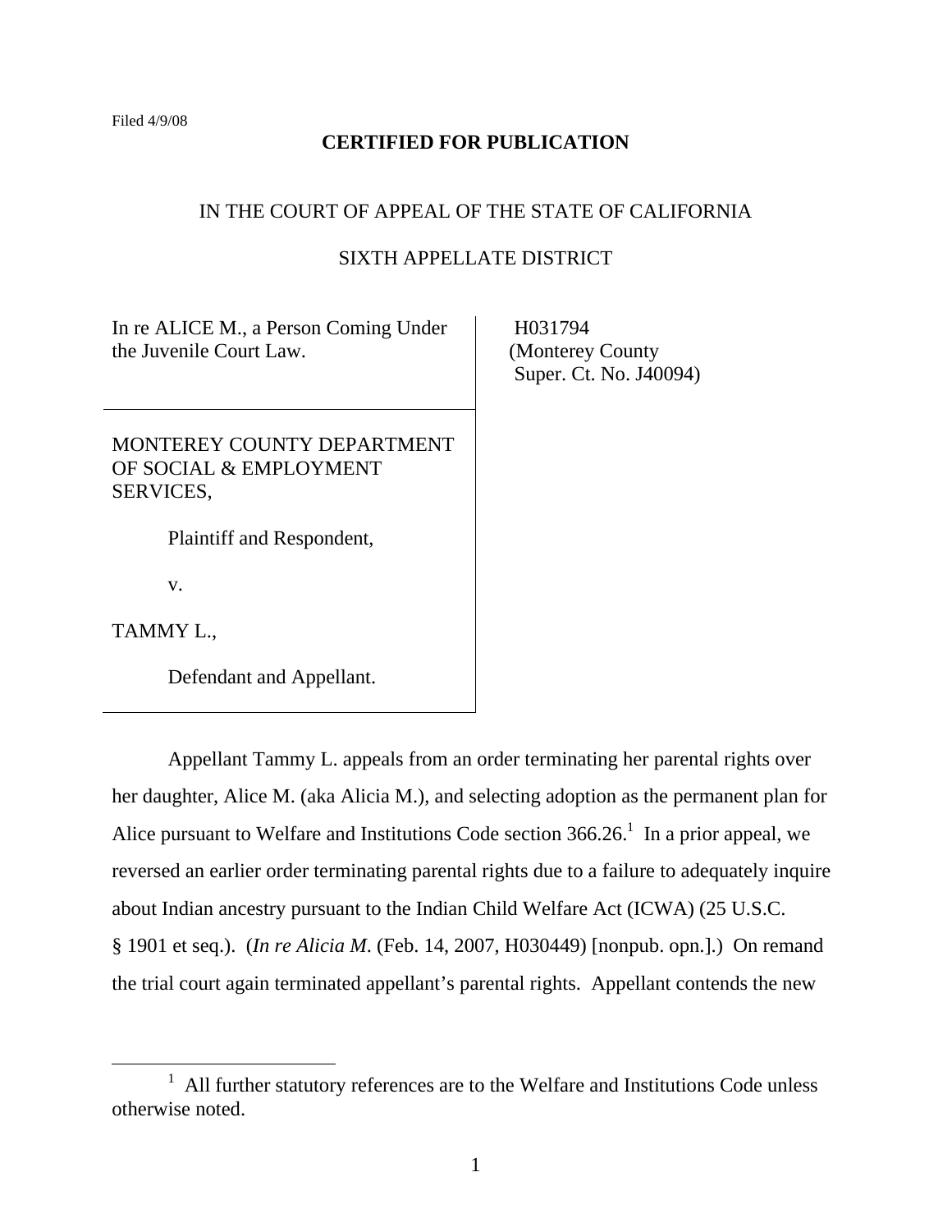Filed 4/9/08

**CERTIFIED FOR PUBLICATION**

IN THE COURT OF APPEAL OF THE STATE OF CALIFORNIA

SIXTH APPELLATE DISTRICT

| | |
|---|---|
| In re ALICE M., a Person Coming Under the Juvenile Court Law. | H031794 (Monterey County Super. Ct. No. J40094) |
| MONTEREY COUNTY DEPARTMENT OF SOCIAL & EMPLOYMENT SERVICES, Plaintiff and Respondent, v. TAMMY L., Defendant and Appellant. | |

Appellant Tammy L. appeals from an order terminating her parental rights over her daughter, Alice M. (aka Alicia M.), and selecting adoption as the permanent plan for Alice pursuant to Welfare and Institutions Code section 366.26.[1] In a prior appeal, we reversed an earlier order terminating parental rights due to a failure to adequately inquire about Indian ancestry pursuant to the Indian Child Welfare Act (ICWA) (25 U.S.C. § 1901 et seq.). (*In re Alicia M*. (Feb. 14, 2007, H030449) [nonpub. opn.].) On remand the trial court again terminated appellant's parental rights. Appellant contends the new

[1] All further statutory references are to the Welfare and Institutions Code unless otherwise noted.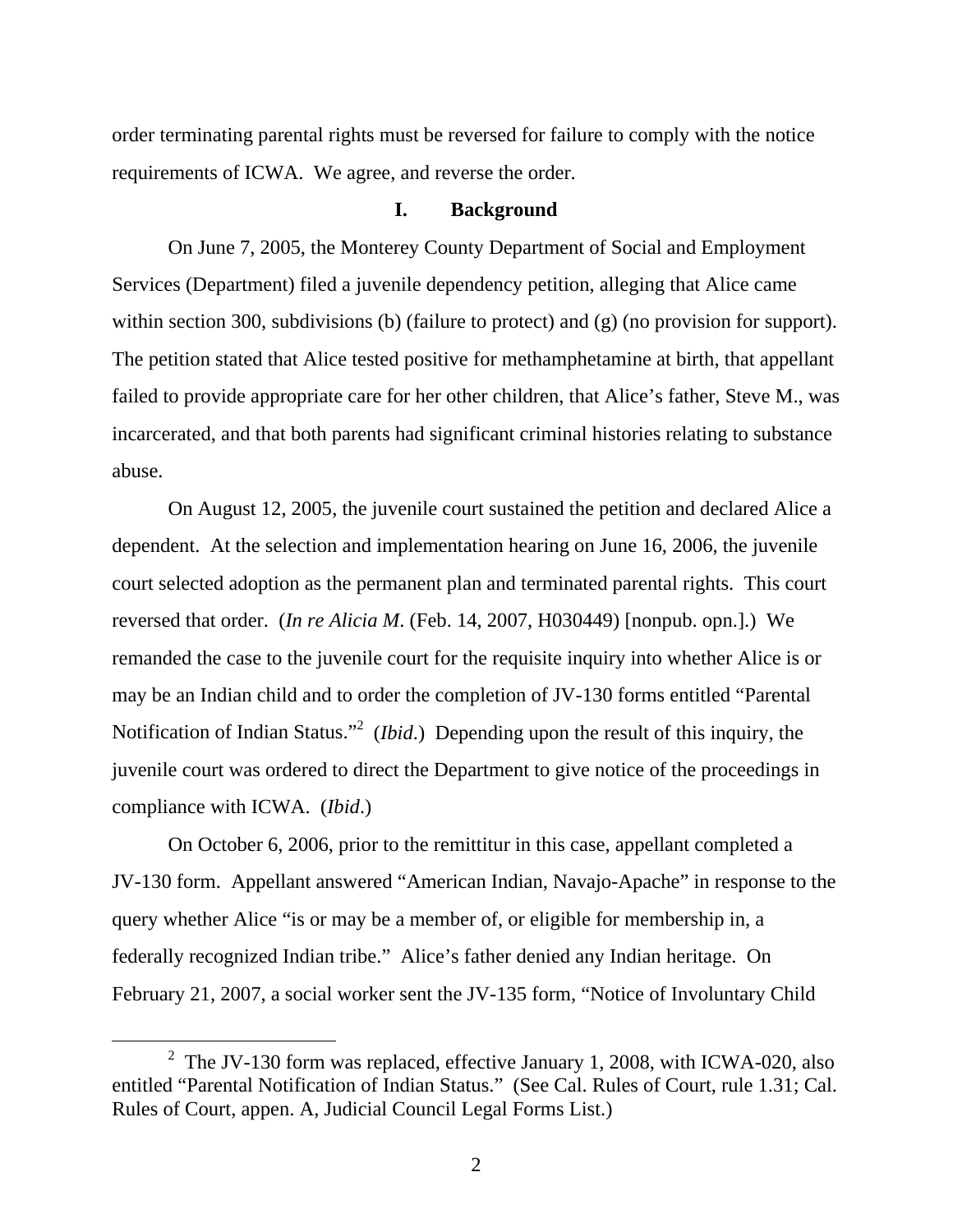order terminating parental rights must be reversed for failure to comply with the notice requirements of ICWA. We agree, and reverse the order.

## I. Background

On June 7, 2005, the Monterey County Department of Social and Employment Services (Department) filed a juvenile dependency petition, alleging that Alice came within section 300, subdivisions (b) (failure to protect) and (g) (no provision for support). The petition stated that Alice tested positive for methamphetamine at birth, that appellant failed to provide appropriate care for her other children, that Alice's father, Steve M., was incarcerated, and that both parents had significant criminal histories relating to substance abuse.

On August 12, 2005, the juvenile court sustained the petition and declared Alice a dependent. At the selection and implementation hearing on June 16, 2006, the juvenile court selected adoption as the permanent plan and terminated parental rights. This court reversed that order. (*In re Alicia M*. (Feb. 14, 2007, H030449) [nonpub. opn.].) We remanded the case to the juvenile court for the requisite inquiry into whether Alice is or may be an Indian child and to order the completion of JV-130 forms entitled "Parental Notification of Indian Status."[2] (*Ibid*.) Depending upon the result of this inquiry, the juvenile court was ordered to direct the Department to give notice of the proceedings in compliance with ICWA. (*Ibid*.)

On October 6, 2006, prior to the remittitur in this case, appellant completed a JV-130 form. Appellant answered "American Indian, Navajo-Apache" in response to the query whether Alice "is or may be a member of, or eligible for membership in, a federally recognized Indian tribe." Alice's father denied any Indian heritage. On February 21, 2007, a social worker sent the JV-135 form, "Notice of Involuntary Child

[2] The JV-130 form was replaced, effective January 1, 2008, with ICWA-020, also entitled "Parental Notification of Indian Status." (See Cal. Rules of Court, rule 1.31; Cal. Rules of Court, appen. A, Judicial Council Legal Forms List.)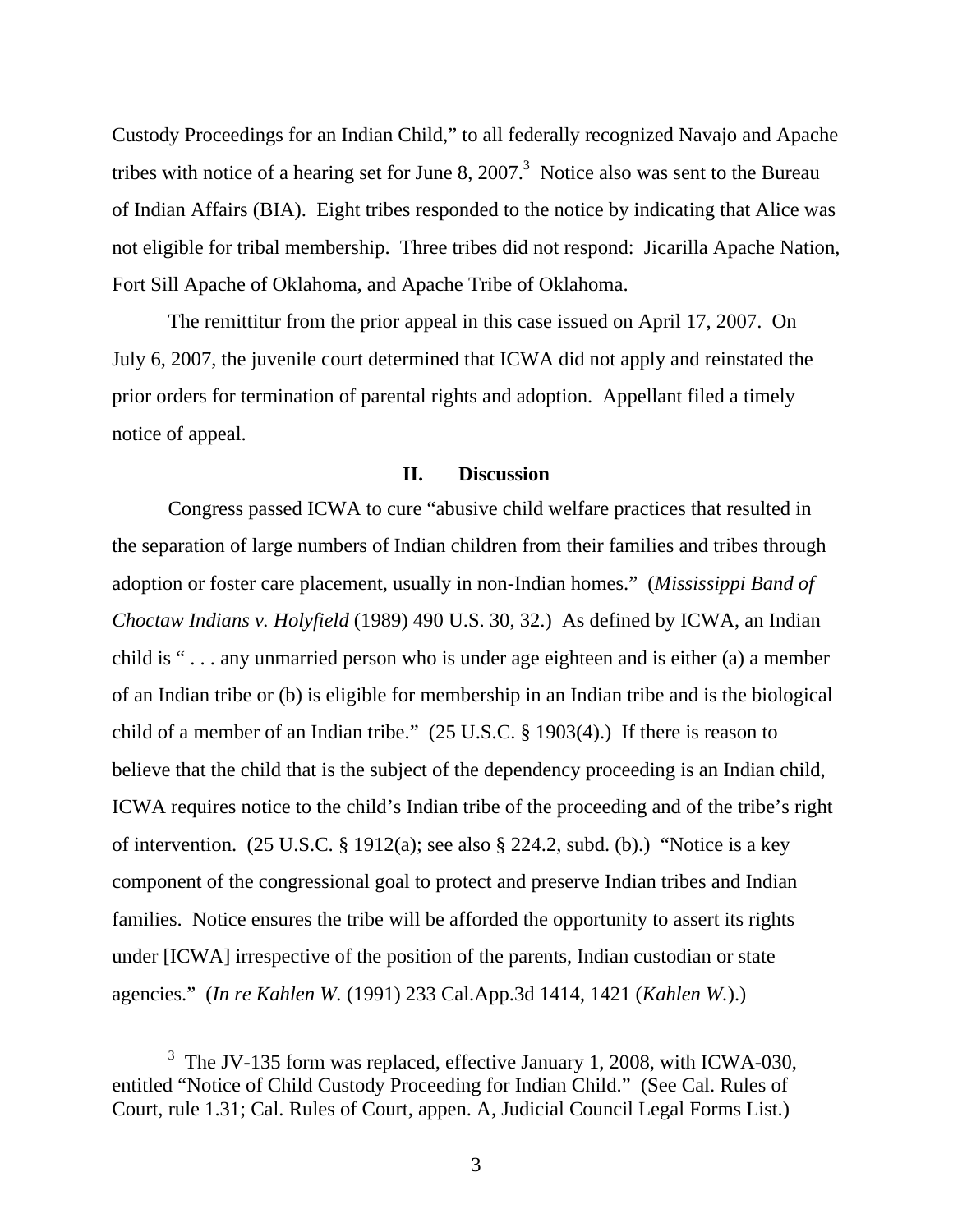Custody Proceedings for an Indian Child," to all federally recognized Navajo and Apache tribes with notice of a hearing set for June 8, 2007.[3] Notice also was sent to the Bureau of Indian Affairs (BIA). Eight tribes responded to the notice by indicating that Alice was not eligible for tribal membership. Three tribes did not respond: Jicarilla Apache Nation, Fort Sill Apache of Oklahoma, and Apache Tribe of Oklahoma.

The remittitur from the prior appeal in this case issued on April 17, 2007. On July 6, 2007, the juvenile court determined that ICWA did not apply and reinstated the prior orders for termination of parental rights and adoption. Appellant filed a timely notice of appeal.

## II. Discussion

Congress passed ICWA to cure "abusive child welfare practices that resulted in the separation of large numbers of Indian children from their families and tribes through adoption or foster care placement, usually in non-Indian homes." (*Mississippi Band of Choctaw Indians v. Holyfield* (1989) 490 U.S. 30, 32.) As defined by ICWA, an Indian child is " . . . any unmarried person who is under age eighteen and is either (a) a member of an Indian tribe or (b) is eligible for membership in an Indian tribe and is the biological child of a member of an Indian tribe." (25 U.S.C. § 1903(4).) If there is reason to believe that the child that is the subject of the dependency proceeding is an Indian child, ICWA requires notice to the child's Indian tribe of the proceeding and of the tribe's right of intervention. (25 U.S.C. § 1912(a); see also § 224.2, subd. (b).) "Notice is a key component of the congressional goal to protect and preserve Indian tribes and Indian families. Notice ensures the tribe will be afforded the opportunity to assert its rights under [ICWA] irrespective of the position of the parents, Indian custodian or state agencies." (*In re Kahlen W.* (1991) 233 Cal.App.3d 1414, 1421 (*Kahlen W.*).)

---

[3] The JV-135 form was replaced, effective January 1, 2008, with ICWA-030, entitled "Notice of Child Custody Proceeding for Indian Child." (See Cal. Rules of Court, rule 1.31; Cal. Rules of Court, appen. A, Judicial Council Legal Forms List.)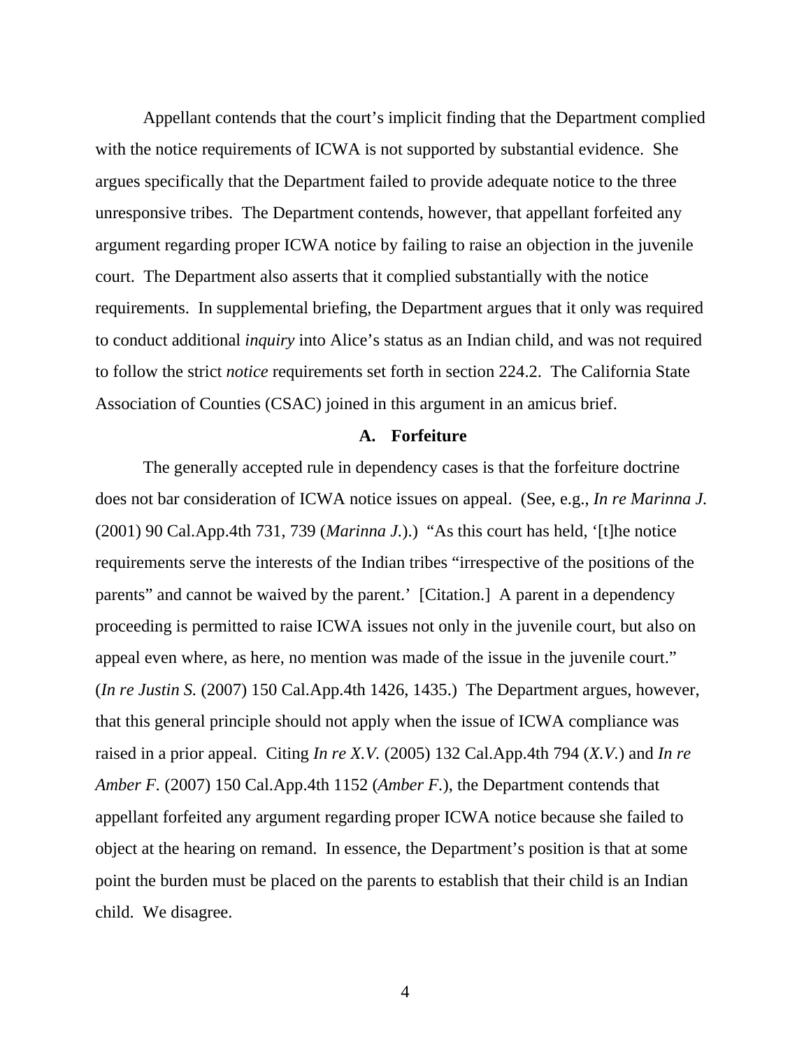Appellant contends that the court's implicit finding that the Department complied with the notice requirements of ICWA is not supported by substantial evidence. She argues specifically that the Department failed to provide adequate notice to the three unresponsive tribes. The Department contends, however, that appellant forfeited any argument regarding proper ICWA notice by failing to raise an objection in the juvenile court. The Department also asserts that it complied substantially with the notice requirements. In supplemental briefing, the Department argues that it only was required to conduct additional *inquiry* into Alice's status as an Indian child, and was not required to follow the strict *notice* requirements set forth in section 224.2. The California State Association of Counties (CSAC) joined in this argument in an amicus brief.

### A. Forfeiture

The generally accepted rule in dependency cases is that the forfeiture doctrine does not bar consideration of ICWA notice issues on appeal. (See, e.g., *In re Marinna J.* (2001) 90 Cal.App.4th 731, 739 (*Marinna J.*).) "As this court has held, '[t]he notice requirements serve the interests of the Indian tribes "irrespective of the positions of the parents" and cannot be waived by the parent.' [Citation.] A parent in a dependency proceeding is permitted to raise ICWA issues not only in the juvenile court, but also on appeal even where, as here, no mention was made of the issue in the juvenile court." (*In re Justin S.* (2007) 150 Cal.App.4th 1426, 1435.) The Department argues, however, that this general principle should not apply when the issue of ICWA compliance was raised in a prior appeal. Citing *In re X.V.* (2005) 132 Cal.App.4th 794 (*X.V.*) and *In re Amber F.* (2007) 150 Cal.App.4th 1152 (*Amber F.*), the Department contends that appellant forfeited any argument regarding proper ICWA notice because she failed to object at the hearing on remand. In essence, the Department's position is that at some point the burden must be placed on the parents to establish that their child is an Indian child. We disagree.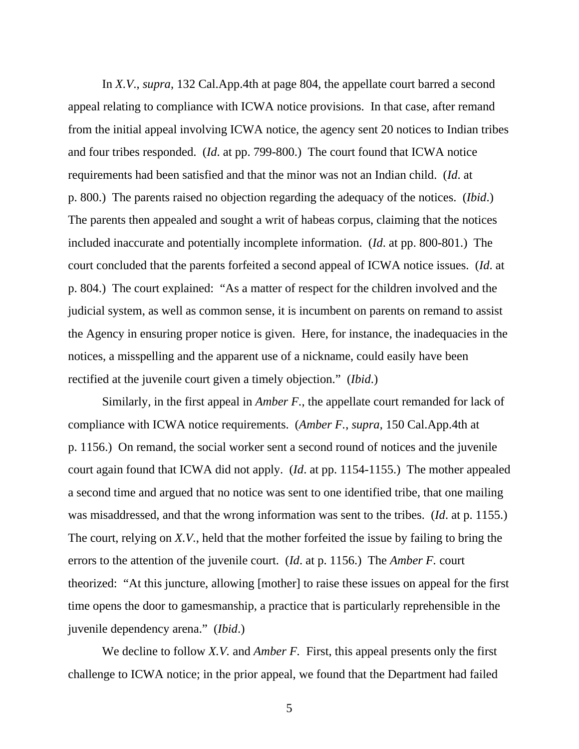In *X.V.*, *supra*, 132 Cal.App.4th at page 804, the appellate court barred a second appeal relating to compliance with ICWA notice provisions. In that case, after remand from the initial appeal involving ICWA notice, the agency sent 20 notices to Indian tribes and four tribes responded. (*Id*. at pp. 799-800.) The court found that ICWA notice requirements had been satisfied and that the minor was not an Indian child. (*Id*. at p. 800.) The parents raised no objection regarding the adequacy of the notices. (*Ibid*.) The parents then appealed and sought a writ of habeas corpus, claiming that the notices included inaccurate and potentially incomplete information. (*Id*. at pp. 800-801.) The court concluded that the parents forfeited a second appeal of ICWA notice issues. (*Id*. at p. 804.) The court explained: "As a matter of respect for the children involved and the judicial system, as well as common sense, it is incumbent on parents on remand to assist the Agency in ensuring proper notice is given. Here, for instance, the inadequacies in the notices, a misspelling and the apparent use of a nickname, could easily have been rectified at the juvenile court given a timely objection." (*Ibid*.)

Similarly, in the first appeal in *Amber F*., the appellate court remanded for lack of compliance with ICWA notice requirements. (*Amber F.*, *supra*, 150 Cal.App.4th at p. 1156.) On remand, the social worker sent a second round of notices and the juvenile court again found that ICWA did not apply. (*Id*. at pp. 1154-1155.) The mother appealed a second time and argued that no notice was sent to one identified tribe, that one mailing was misaddressed, and that the wrong information was sent to the tribes. (*Id*. at p. 1155.) The court, relying on *X.V.*, held that the mother forfeited the issue by failing to bring the errors to the attention of the juvenile court. (*Id*. at p. 1156.) The *Amber F.* court theorized: "At this juncture, allowing [mother] to raise these issues on appeal for the first time opens the door to gamesmanship, a practice that is particularly reprehensible in the juvenile dependency arena." (*Ibid*.)

We decline to follow *X.V.* and *Amber F.* First, this appeal presents only the first challenge to ICWA notice; in the prior appeal, we found that the Department had failed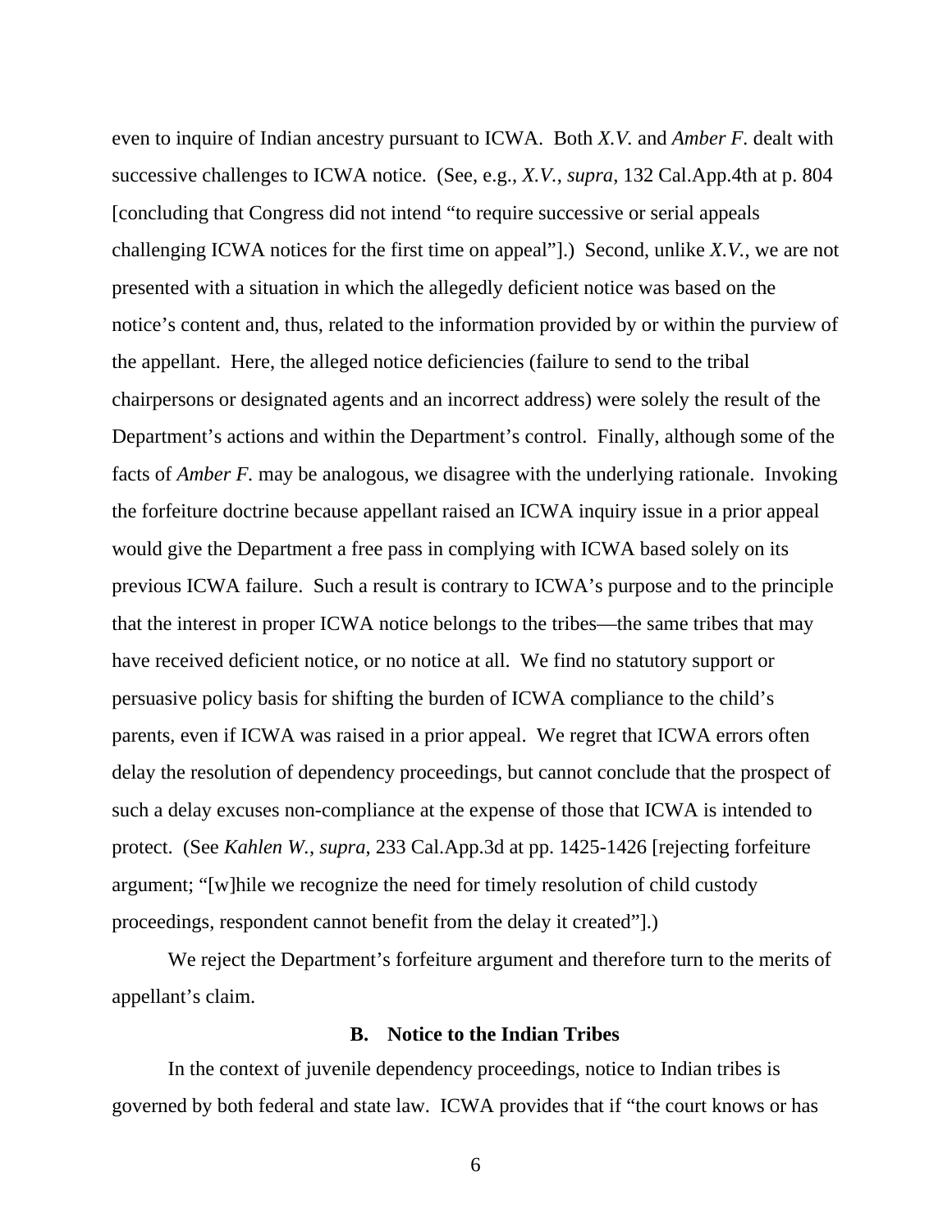even to inquire of Indian ancestry pursuant to ICWA. Both *X.V.* and *Amber F.* dealt with successive challenges to ICWA notice. (See, e.g., *X.V.*, *supra*, 132 Cal.App.4th at p. 804 [concluding that Congress did not intend "to require successive or serial appeals challenging ICWA notices for the first time on appeal"].) Second, unlike *X.V.*, we are not presented with a situation in which the allegedly deficient notice was based on the notice's content and, thus, related to the information provided by or within the purview of the appellant. Here, the alleged notice deficiencies (failure to send to the tribal chairpersons or designated agents and an incorrect address) were solely the result of the Department's actions and within the Department's control. Finally, although some of the facts of *Amber F.* may be analogous, we disagree with the underlying rationale. Invoking the forfeiture doctrine because appellant raised an ICWA inquiry issue in a prior appeal would give the Department a free pass in complying with ICWA based solely on its previous ICWA failure. Such a result is contrary to ICWA's purpose and to the principle that the interest in proper ICWA notice belongs to the tribes—the same tribes that may have received deficient notice, or no notice at all. We find no statutory support or persuasive policy basis for shifting the burden of ICWA compliance to the child's parents, even if ICWA was raised in a prior appeal. We regret that ICWA errors often delay the resolution of dependency proceedings, but cannot conclude that the prospect of such a delay excuses non-compliance at the expense of those that ICWA is intended to protect. (See *Kahlen W.*, *supra*, 233 Cal.App.3d at pp. 1425-1426 [rejecting forfeiture argument; "[w]hile we recognize the need for timely resolution of child custody proceedings, respondent cannot benefit from the delay it created"].)

We reject the Department's forfeiture argument and therefore turn to the merits of appellant's claim.

### B. Notice to the Indian Tribes

In the context of juvenile dependency proceedings, notice to Indian tribes is governed by both federal and state law. ICWA provides that if "the court knows or has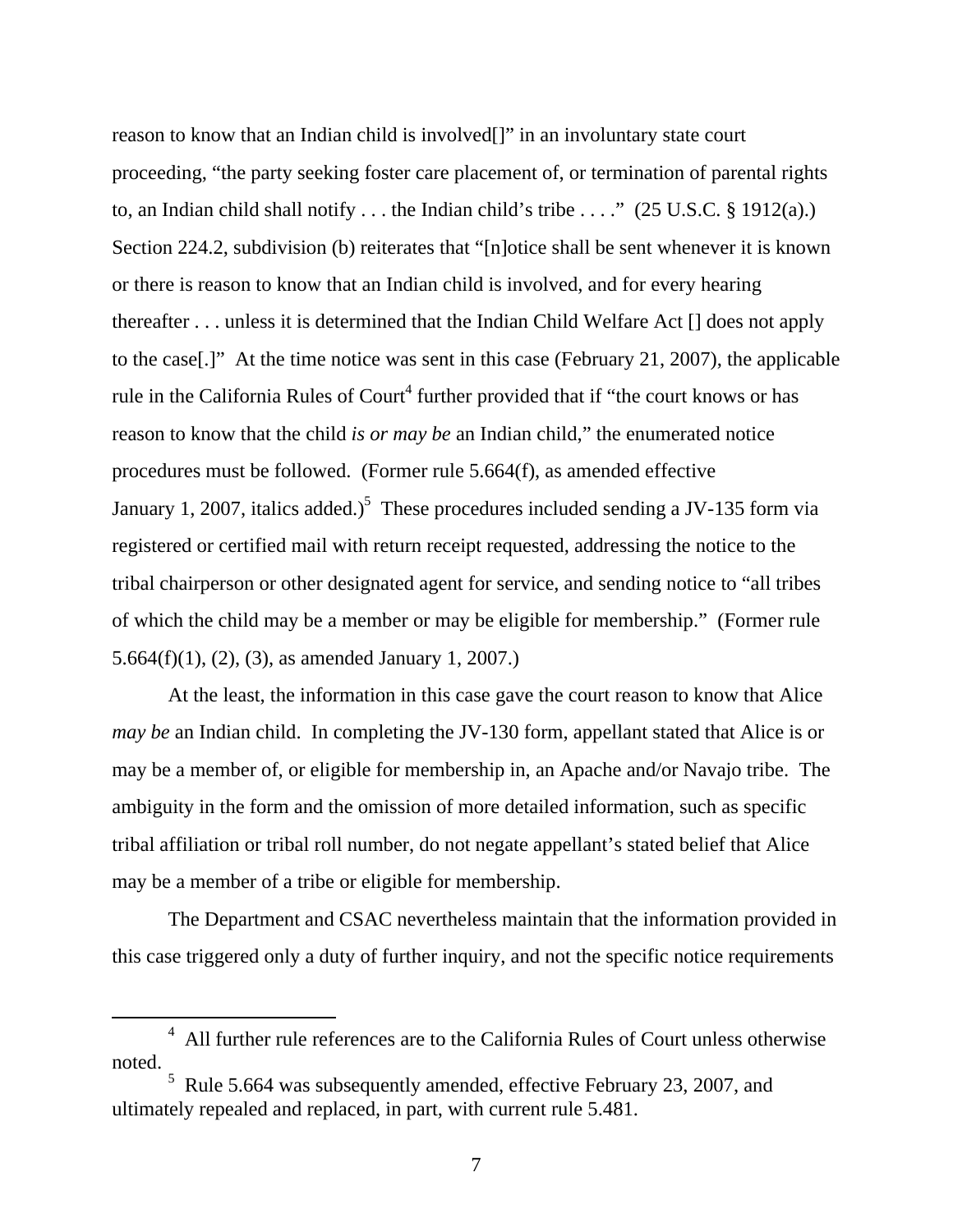reason to know that an Indian child is involved[]" in an involuntary state court proceeding, "the party seeking foster care placement of, or termination of parental rights to, an Indian child shall notify . . . the Indian child's tribe . . . ." (25 U.S.C. § 1912(a).) Section 224.2, subdivision (b) reiterates that "[n]otice shall be sent whenever it is known or there is reason to know that an Indian child is involved, and for every hearing thereafter . . . unless it is determined that the Indian Child Welfare Act [] does not apply to the case[.]" At the time notice was sent in this case (February 21, 2007), the applicable rule in the California Rules of Court[4] further provided that if "the court knows or has reason to know that the child *is or may be* an Indian child," the enumerated notice procedures must be followed. (Former rule 5.664(f), as amended effective January 1, 2007, italics added.)[5] These procedures included sending a JV-135 form via registered or certified mail with return receipt requested, addressing the notice to the tribal chairperson or other designated agent for service, and sending notice to "all tribes of which the child may be a member or may be eligible for membership." (Former rule 5.664(f)(1), (2), (3), as amended January 1, 2007.)

At the least, the information in this case gave the court reason to know that Alice *may be* an Indian child. In completing the JV-130 form, appellant stated that Alice is or may be a member of, or eligible for membership in, an Apache and/or Navajo tribe. The ambiguity in the form and the omission of more detailed information, such as specific tribal affiliation or tribal roll number, do not negate appellant's stated belief that Alice may be a member of a tribe or eligible for membership.

The Department and CSAC nevertheless maintain that the information provided in this case triggered only a duty of further inquiry, and not the specific notice requirements

---

[4] All further rule references are to the California Rules of Court unless otherwise noted.

[5] Rule 5.664 was subsequently amended, effective February 23, 2007, and ultimately repealed and replaced, in part, with current rule 5.481.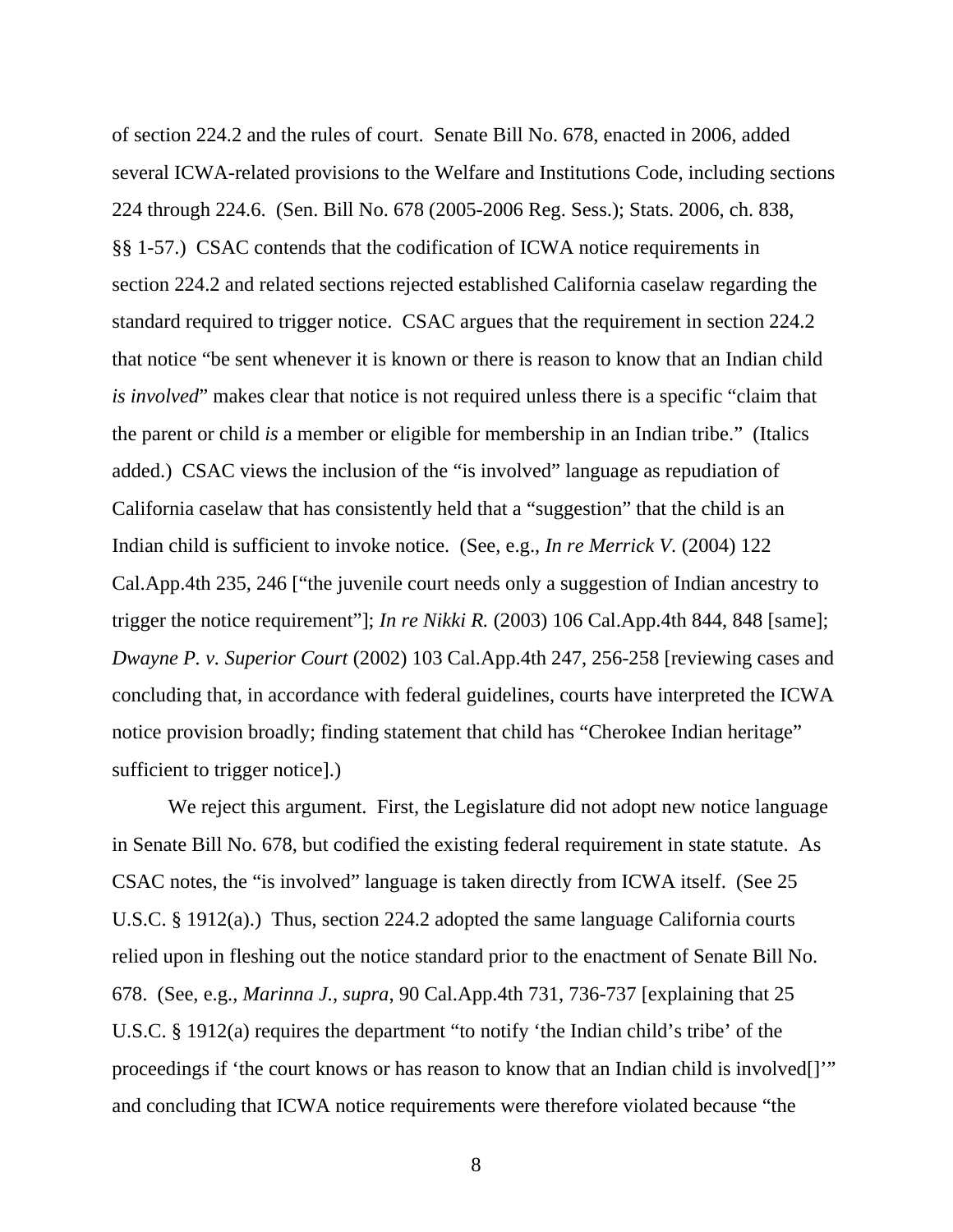of section 224.2 and the rules of court. Senate Bill No. 678, enacted in 2006, added several ICWA-related provisions to the Welfare and Institutions Code, including sections 224 through 224.6. (Sen. Bill No. 678 (2005-2006 Reg. Sess.); Stats. 2006, ch. 838, §§ 1-57.) CSAC contends that the codification of ICWA notice requirements in section 224.2 and related sections rejected established California caselaw regarding the standard required to trigger notice. CSAC argues that the requirement in section 224.2 that notice "be sent whenever it is known or there is reason to know that an Indian child *is involved*" makes clear that notice is not required unless there is a specific "claim that the parent or child *is* a member or eligible for membership in an Indian tribe." (Italics added.) CSAC views the inclusion of the "is involved" language as repudiation of California caselaw that has consistently held that a "suggestion" that the child is an Indian child is sufficient to invoke notice. (See, e.g., *In re Merrick V.* (2004) 122 Cal.App.4th 235, 246 ["the juvenile court needs only a suggestion of Indian ancestry to trigger the notice requirement"]; *In re Nikki R.* (2003) 106 Cal.App.4th 844, 848 [same]; *Dwayne P. v. Superior Court* (2002) 103 Cal.App.4th 247, 256-258 [reviewing cases and concluding that, in accordance with federal guidelines, courts have interpreted the ICWA notice provision broadly; finding statement that child has "Cherokee Indian heritage" sufficient to trigger notice].)

We reject this argument. First, the Legislature did not adopt new notice language in Senate Bill No. 678, but codified the existing federal requirement in state statute. As CSAC notes, the "is involved" language is taken directly from ICWA itself. (See 25 U.S.C. § 1912(a).) Thus, section 224.2 adopted the same language California courts relied upon in fleshing out the notice standard prior to the enactment of Senate Bill No. 678. (See, e.g., *Marinna J., supra*, 90 Cal.App.4th 731, 736-737 [explaining that 25 U.S.C. § 1912(a) requires the department "to notify 'the Indian child's tribe' of the proceedings if 'the court knows or has reason to know that an Indian child is involved[]'" and concluding that ICWA notice requirements were therefore violated because "the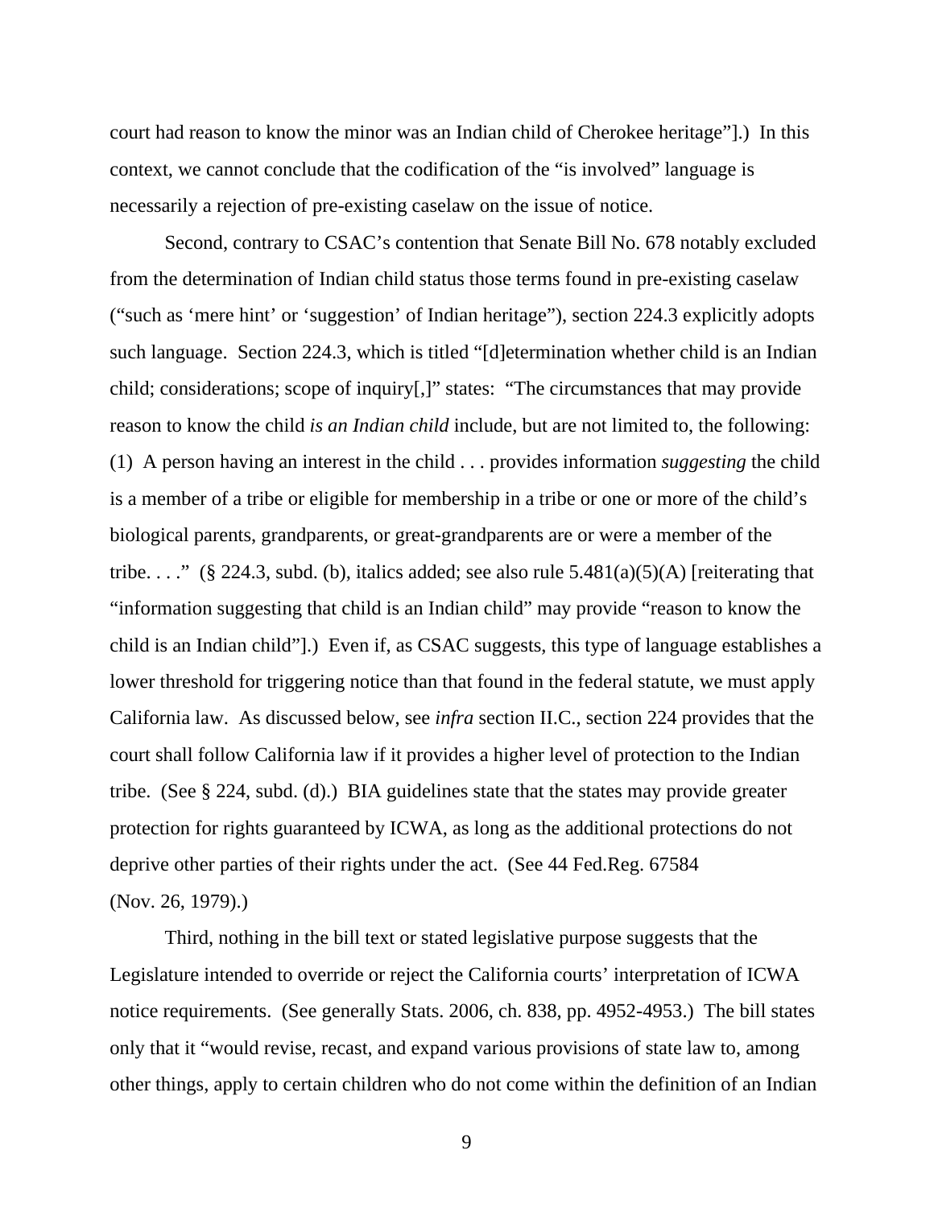court had reason to know the minor was an Indian child of Cherokee heritage"].) In this context, we cannot conclude that the codification of the "is involved" language is necessarily a rejection of pre-existing caselaw on the issue of notice.

Second, contrary to CSAC's contention that Senate Bill No. 678 notably excluded from the determination of Indian child status those terms found in pre-existing caselaw ("such as 'mere hint' or 'suggestion' of Indian heritage"), section 224.3 explicitly adopts such language. Section 224.3, which is titled "[d]etermination whether child is an Indian child; considerations; scope of inquiry[,]" states: "The circumstances that may provide reason to know the child *is an Indian child* include, but are not limited to, the following: (1) A person having an interest in the child . . . provides information *suggesting* the child is a member of a tribe or eligible for membership in a tribe or one or more of the child's biological parents, grandparents, or great-grandparents are or were a member of the tribe. . . ." (§ 224.3, subd. (b), italics added; see also rule 5.481(a)(5)(A) [reiterating that "information suggesting that child is an Indian child" may provide "reason to know the child is an Indian child"].) Even if, as CSAC suggests, this type of language establishes a lower threshold for triggering notice than that found in the federal statute, we must apply California law. As discussed below, see *infra* section II.C., section 224 provides that the court shall follow California law if it provides a higher level of protection to the Indian tribe. (See § 224, subd. (d).) BIA guidelines state that the states may provide greater protection for rights guaranteed by ICWA, as long as the additional protections do not deprive other parties of their rights under the act. (See 44 Fed.Reg. 67584 (Nov. 26, 1979).)

Third, nothing in the bill text or stated legislative purpose suggests that the Legislature intended to override or reject the California courts' interpretation of ICWA notice requirements. (See generally Stats. 2006, ch. 838, pp. 4952-4953.) The bill states only that it "would revise, recast, and expand various provisions of state law to, among other things, apply to certain children who do not come within the definition of an Indian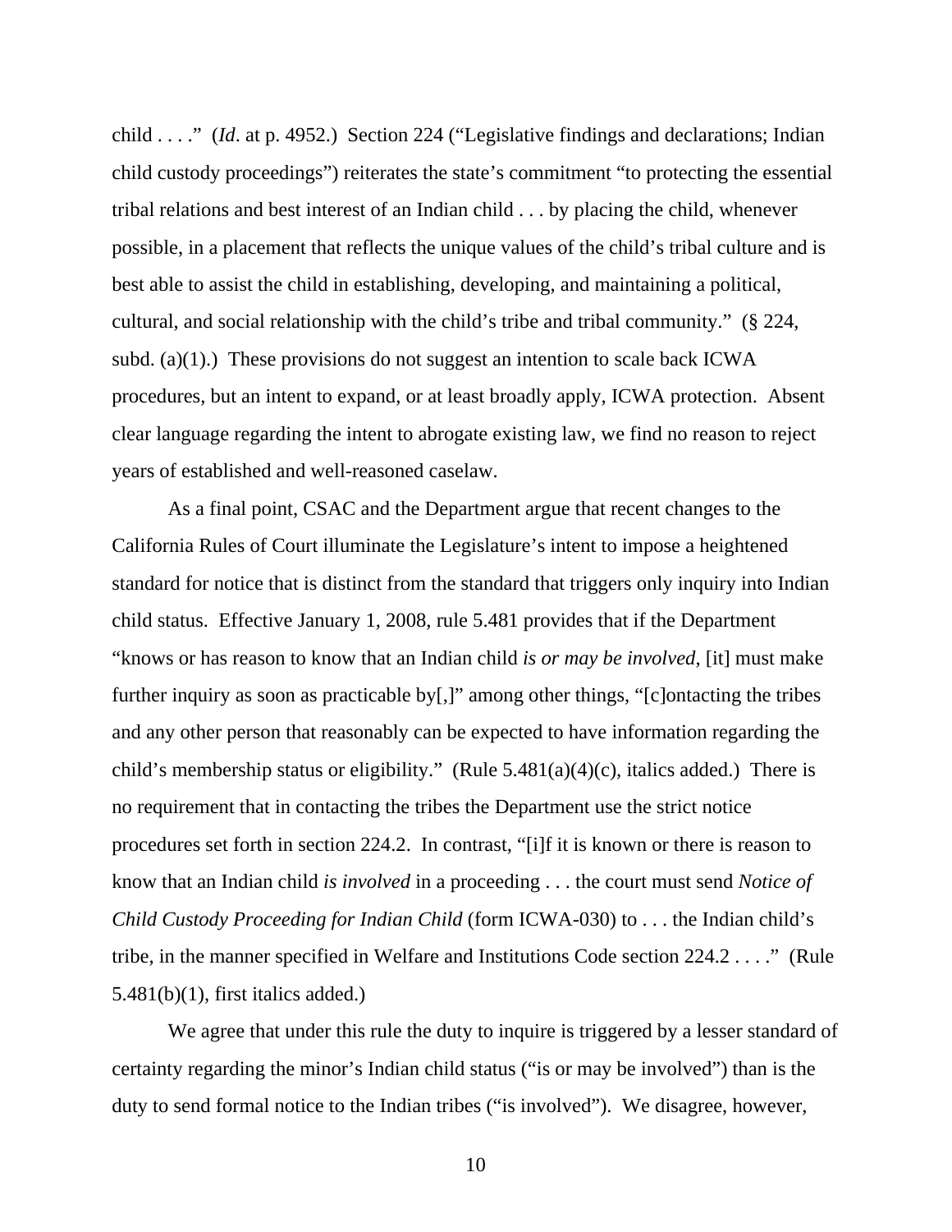child . . . ." (*Id*. at p. 4952.) Section 224 ("Legislative findings and declarations; Indian child custody proceedings") reiterates the state's commitment "to protecting the essential tribal relations and best interest of an Indian child . . . by placing the child, whenever possible, in a placement that reflects the unique values of the child's tribal culture and is best able to assist the child in establishing, developing, and maintaining a political, cultural, and social relationship with the child's tribe and tribal community." (§ 224, subd. (a)(1).) These provisions do not suggest an intention to scale back ICWA procedures, but an intent to expand, or at least broadly apply, ICWA protection. Absent clear language regarding the intent to abrogate existing law, we find no reason to reject years of established and well-reasoned caselaw.

As a final point, CSAC and the Department argue that recent changes to the California Rules of Court illuminate the Legislature's intent to impose a heightened standard for notice that is distinct from the standard that triggers only inquiry into Indian child status. Effective January 1, 2008, rule 5.481 provides that if the Department "knows or has reason to know that an Indian child *is or may be involved*, [it] must make further inquiry as soon as practicable by[,]" among other things, "[c]ontacting the tribes and any other person that reasonably can be expected to have information regarding the child's membership status or eligibility." (Rule 5.481(a)(4)(c), italics added.) There is no requirement that in contacting the tribes the Department use the strict notice procedures set forth in section 224.2. In contrast, "[i]f it is known or there is reason to know that an Indian child *is involved* in a proceeding . . . the court must send *Notice of Child Custody Proceeding for Indian Child* (form ICWA-030) to . . . the Indian child's tribe, in the manner specified in Welfare and Institutions Code section 224.2 . . . ." (Rule 5.481(b)(1), first italics added.)

We agree that under this rule the duty to inquire is triggered by a lesser standard of certainty regarding the minor's Indian child status ("is or may be involved") than is the duty to send formal notice to the Indian tribes ("is involved"). We disagree, however,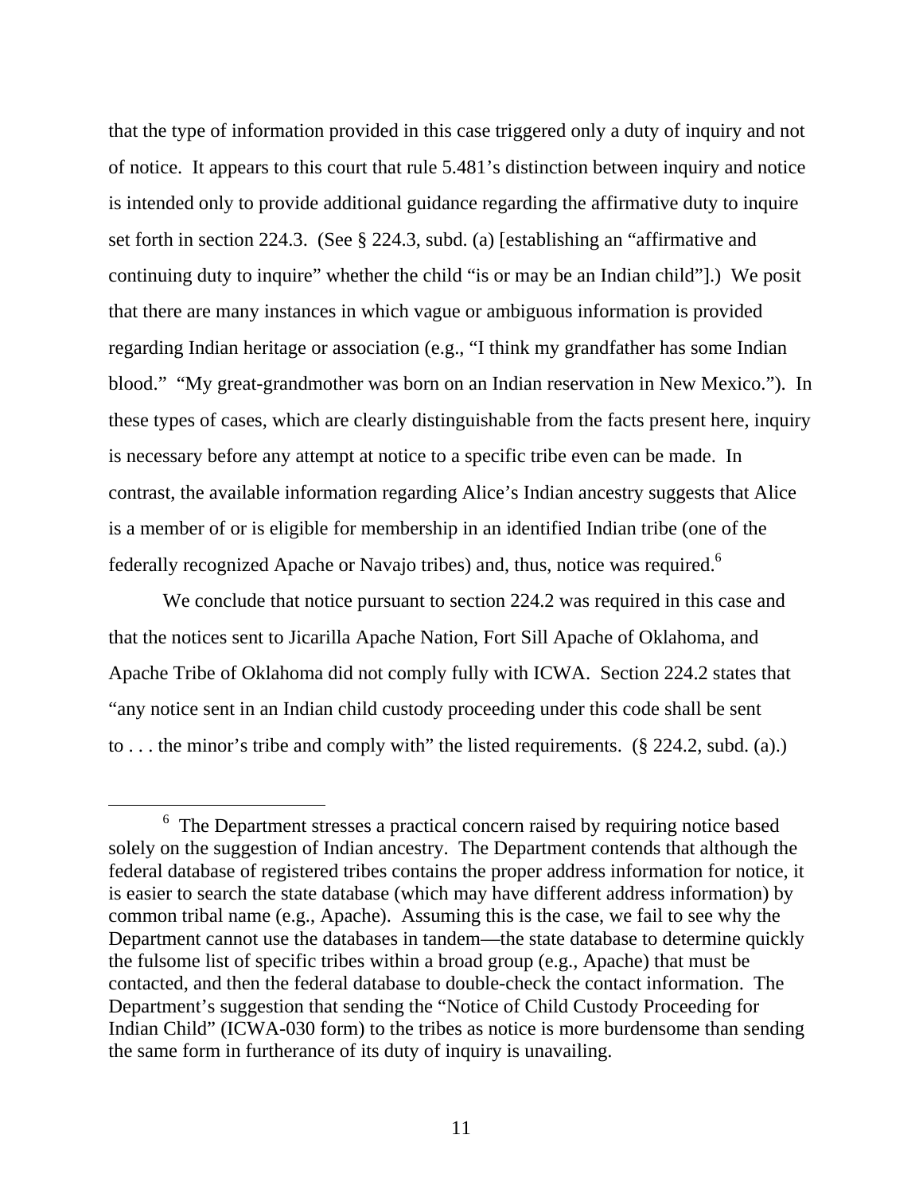that the type of information provided in this case triggered only a duty of inquiry and not of notice. It appears to this court that rule 5.481's distinction between inquiry and notice is intended only to provide additional guidance regarding the affirmative duty to inquire set forth in section 224.3. (See § 224.3, subd. (a) [establishing an "affirmative and continuing duty to inquire" whether the child "is or may be an Indian child"].) We posit that there are many instances in which vague or ambiguous information is provided regarding Indian heritage or association (e.g., "I think my grandfather has some Indian blood." "My great-grandmother was born on an Indian reservation in New Mexico."). In these types of cases, which are clearly distinguishable from the facts present here, inquiry is necessary before any attempt at notice to a specific tribe even can be made. In contrast, the available information regarding Alice's Indian ancestry suggests that Alice is a member of or is eligible for membership in an identified Indian tribe (one of the federally recognized Apache or Navajo tribes) and, thus, notice was required.[6]

We conclude that notice pursuant to section 224.2 was required in this case and that the notices sent to Jicarilla Apache Nation, Fort Sill Apache of Oklahoma, and Apache Tribe of Oklahoma did not comply fully with ICWA. Section 224.2 states that "any notice sent in an Indian child custody proceeding under this code shall be sent to . . . the minor's tribe and comply with" the listed requirements. (§ 224.2, subd. (a).)

---

[6] The Department stresses a practical concern raised by requiring notice based solely on the suggestion of Indian ancestry. The Department contends that although the federal database of registered tribes contains the proper address information for notice, it is easier to search the state database (which may have different address information) by common tribal name (e.g., Apache). Assuming this is the case, we fail to see why the Department cannot use the databases in tandem—the state database to determine quickly the fulsome list of specific tribes within a broad group (e.g., Apache) that must be contacted, and then the federal database to double-check the contact information. The Department's suggestion that sending the "Notice of Child Custody Proceeding for Indian Child" (ICWA-030 form) to the tribes as notice is more burdensome than sending the same form in furtherance of its duty of inquiry is unavailing.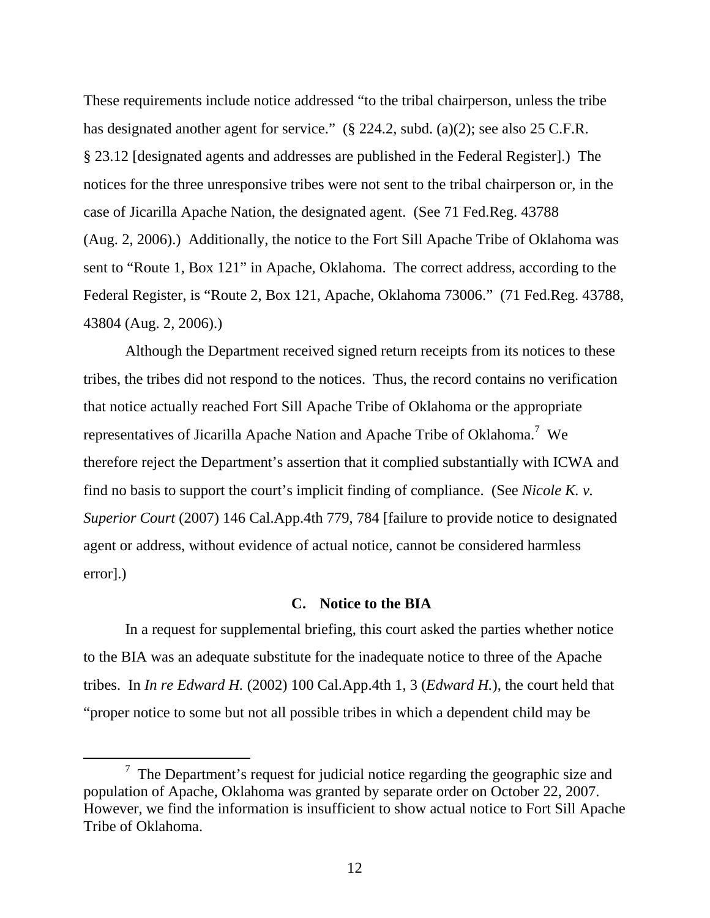These requirements include notice addressed "to the tribal chairperson, unless the tribe has designated another agent for service." (§ 224.2, subd. (a)(2); see also 25 C.F.R. § 23.12 [designated agents and addresses are published in the Federal Register].) The notices for the three unresponsive tribes were not sent to the tribal chairperson or, in the case of Jicarilla Apache Nation, the designated agent. (See 71 Fed.Reg. 43788 (Aug. 2, 2006).) Additionally, the notice to the Fort Sill Apache Tribe of Oklahoma was sent to "Route 1, Box 121" in Apache, Oklahoma. The correct address, according to the Federal Register, is "Route 2, Box 121, Apache, Oklahoma 73006." (71 Fed.Reg. 43788, 43804 (Aug. 2, 2006).)

Although the Department received signed return receipts from its notices to these tribes, the tribes did not respond to the notices. Thus, the record contains no verification that notice actually reached Fort Sill Apache Tribe of Oklahoma or the appropriate representatives of Jicarilla Apache Nation and Apache Tribe of Oklahoma.[7] We therefore reject the Department's assertion that it complied substantially with ICWA and find no basis to support the court's implicit finding of compliance. (See *Nicole K. v. Superior Court* (2007) 146 Cal.App.4th 779, 784 [failure to provide notice to designated agent or address, without evidence of actual notice, cannot be considered harmless error].)

### C. Notice to the BIA

In a request for supplemental briefing, this court asked the parties whether notice to the BIA was an adequate substitute for the inadequate notice to three of the Apache tribes. In *In re Edward H.* (2002) 100 Cal.App.4th 1, 3 (*Edward H.*), the court held that "proper notice to some but not all possible tribes in which a dependent child may be

---

[7] The Department's request for judicial notice regarding the geographic size and population of Apache, Oklahoma was granted by separate order on October 22, 2007. However, we find the information is insufficient to show actual notice to Fort Sill Apache Tribe of Oklahoma.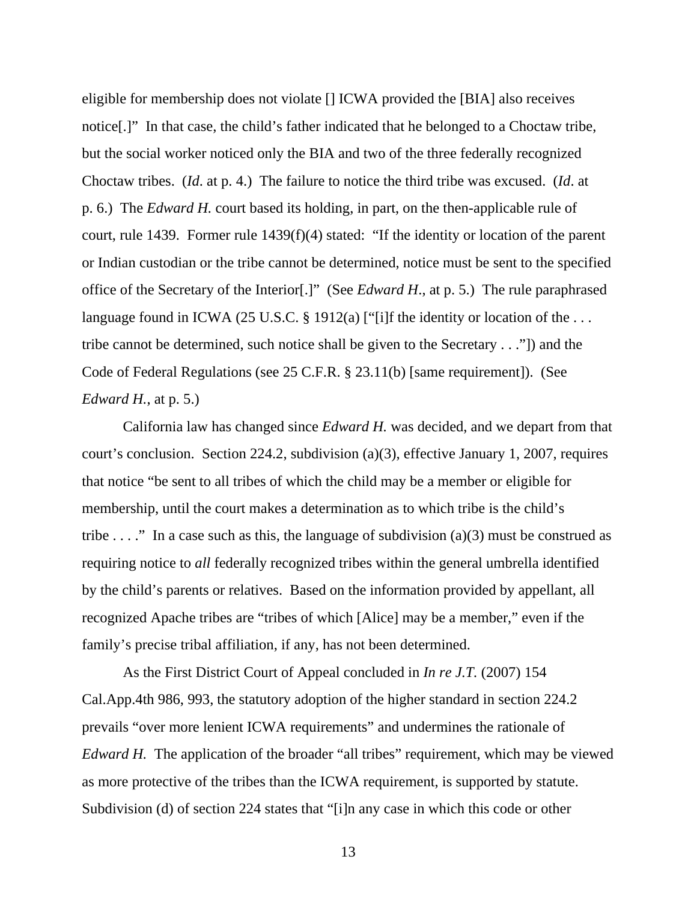eligible for membership does not violate [] ICWA provided the [BIA] also receives notice[.]" In that case, the child's father indicated that he belonged to a Choctaw tribe, but the social worker noticed only the BIA and two of the three federally recognized Choctaw tribes. (*Id*. at p. 4.) The failure to notice the third tribe was excused. (*Id*. at p. 6.) The *Edward H.* court based its holding, in part, on the then-applicable rule of court, rule 1439. Former rule 1439(f)(4) stated: "If the identity or location of the parent or Indian custodian or the tribe cannot be determined, notice must be sent to the specified office of the Secretary of the Interior[.]" (See *Edward H*., at p. 5.) The rule paraphrased language found in ICWA (25 U.S.C. § 1912(a) ["[i]f the identity or location of the . . . tribe cannot be determined, such notice shall be given to the Secretary . . ."]) and the Code of Federal Regulations (see 25 C.F.R. § 23.11(b) [same requirement]). (See *Edward H.*, at p. 5.)

California law has changed since *Edward H.* was decided, and we depart from that court's conclusion. Section 224.2, subdivision (a)(3), effective January 1, 2007, requires that notice "be sent to all tribes of which the child may be a member or eligible for membership, until the court makes a determination as to which tribe is the child's tribe . . . ." In a case such as this, the language of subdivision (a)(3) must be construed as requiring notice to *all* federally recognized tribes within the general umbrella identified by the child's parents or relatives. Based on the information provided by appellant, all recognized Apache tribes are "tribes of which [Alice] may be a member," even if the family's precise tribal affiliation, if any, has not been determined.

As the First District Court of Appeal concluded in *In re J.T.* (2007) 154 Cal.App.4th 986, 993, the statutory adoption of the higher standard in section 224.2 prevails "over more lenient ICWA requirements" and undermines the rationale of *Edward H.* The application of the broader "all tribes" requirement, which may be viewed as more protective of the tribes than the ICWA requirement, is supported by statute. Subdivision (d) of section 224 states that "[i]n any case in which this code or other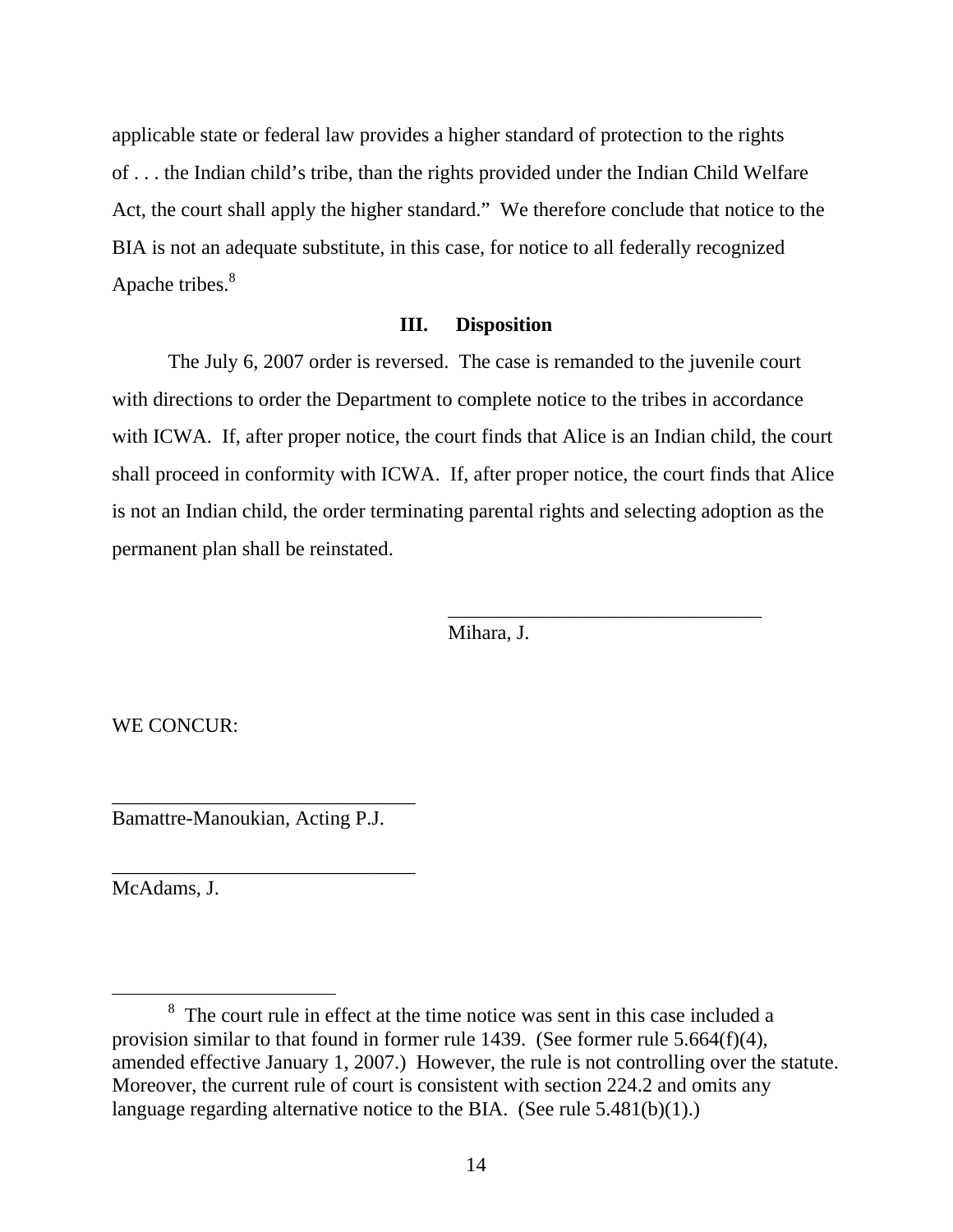applicable state or federal law provides a higher standard of protection to the rights of . . . the Indian child's tribe, than the rights provided under the Indian Child Welfare Act, the court shall apply the higher standard." We therefore conclude that notice to the BIA is not an adequate substitute, in this case, for notice to all federally recognized Apache tribes.[8]

## III. Disposition

The July 6, 2007 order is reversed. The case is remanded to the juvenile court with directions to order the Department to complete notice to the tribes in accordance with ICWA. If, after proper notice, the court finds that Alice is an Indian child, the court shall proceed in conformity with ICWA. If, after proper notice, the court finds that Alice is not an Indian child, the order terminating parental rights and selecting adoption as the permanent plan shall be reinstated.

\_\_\_\_\_\_\_\_\_\_\_\_\_\_\_\_\_\_\_\_\_\_\_\_\_\_\_\_\_\_
Mihara, J.

WE CONCUR:

\_\_\_\_\_\_\_\_\_\_\_\_\_\_\_\_\_\_\_\_\_\_\_\_\_\_\_\_\_\_
Bamattre-Manoukian, Acting P.J.

\_\_\_\_\_\_\_\_\_\_\_\_\_\_\_\_\_\_\_\_\_\_\_\_\_\_\_\_\_\_
McAdams, J.

---

[8] The court rule in effect at the time notice was sent in this case included a provision similar to that found in former rule 1439. (See former rule 5.664(f)(4), amended effective January 1, 2007.) However, the rule is not controlling over the statute. Moreover, the current rule of court is consistent with section 224.2 and omits any language regarding alternative notice to the BIA. (See rule 5.481(b)(1).)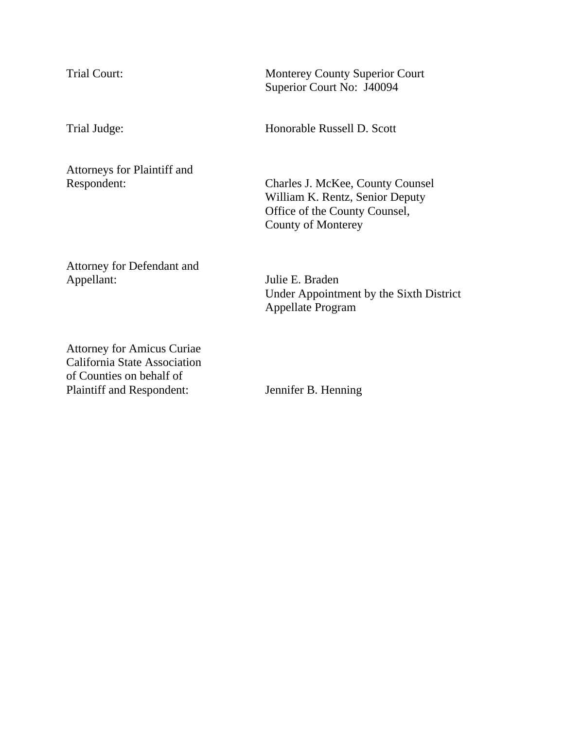| | |
|---|---|
| Trial Court: | Monterey County Superior Court<br>Superior Court No: J40094 |
| Trial Judge: | Honorable Russell D. Scott |
| Attorneys for Plaintiff and Respondent: | Charles J. McKee, County Counsel<br>William K. Rentz, Senior Deputy<br>Office of the County Counsel,<br>County of Monterey |
| Attorney for Defendant and Appellant: | Julie E. Braden<br>Under Appointment by the Sixth District Appellate Program |
| Attorney for Amicus Curiae California State Association of Counties on behalf of Plaintiff and Respondent: | Jennifer B. Henning |